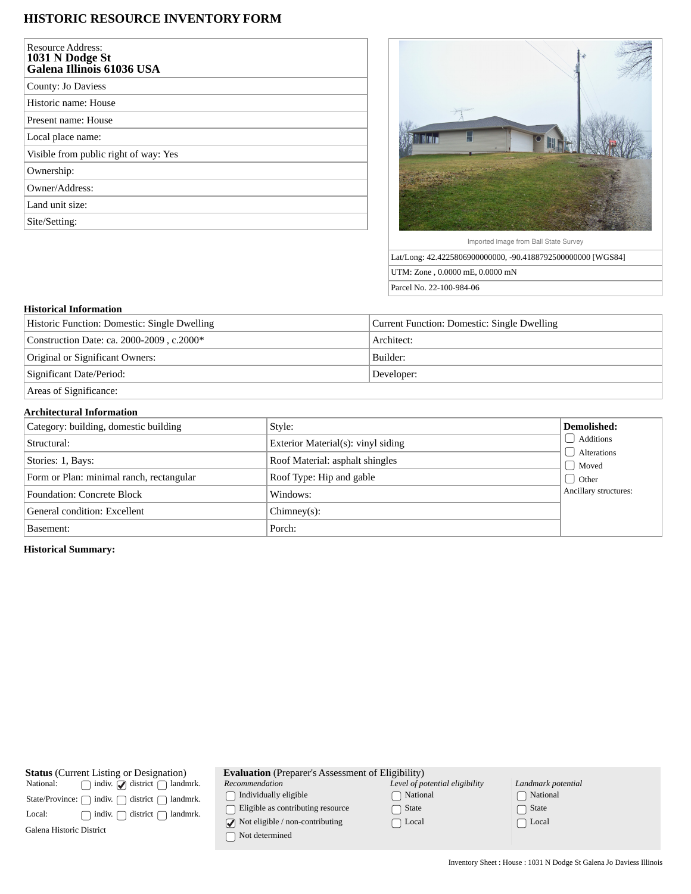# HISTORIC RESOURCE INVENTORY FORM

| Resource Address: **1031 N Dodge St Galena Illinois 61036 USA** |
|---|
| County: Jo Daviess |
| Historic name: House |
| Present name: House |
| Local place name: |
| Visible from public right of way: Yes |
| Ownership: |
| Owner/Address: |
| Land unit size: |
| Site/Setting: |

Imported image from Ball State Survey

| Lat/Long: 42.4225806900000000, -90.4188792500000000 [WGS84] |
|---|
| UTM: Zone , 0.0000 mE, 0.0000 mN |
| Parcel No. 22-100-984-06 |

### Historical Information

| Historic Function: Domestic: Single Dwelling | Current Function: Domestic: Single Dwelling |
|---|---|
| Construction Date: ca. 2000-2009 , c.2000* | Architect: |
| Original or Significant Owners: | Builder: |
| Significant Date/Period: | Developer: |
| Areas of Significance: | |

### Architectural Information

| Category: building, domestic building | Style: | **Demolished:** |
|---|---|---|
| Structural: | Exterior Material(s): vinyl siding | ☐ Additions |
| Stories: 1, Bays: | Roof Material: asphalt shingles | ☐ Alterations |
| Form or Plan: minimal ranch, rectangular | Roof Type: Hip and gable | ☐ Moved |
| Foundation: Concrete Block | Windows: | ☐ Other |
| General condition: Excellent | Chimney(s): | Ancillary structures: |
| Basement: | Porch: | |

**Historical Summary:**

**Status** (Current Listing or Designation)

| | | | |
|---|---|---|---|
| National: | ☐ indiv. | ☑ district | ☐ landmrk. |
| State/Province: | ☐ indiv. | ☐ district | ☐ landmrk. |
| Local: | ☐ indiv. | ☐ district | ☐ landmrk. |

Galena Historic District

**Evaluation** (Preparer's Assessment of Eligibility)

| *Recommendation* | *Level of potential eligibility* | *Landmark potential* |
|---|---|---|
| ☐ Individually eligible | ☐ National | ☐ National |
| ☐ Eligible as contributing resource | ☐ State | ☐ State |
| ☑ Not eligible / non-contributing | ☐ Local | ☐ Local |
| ☐ Not determined | | |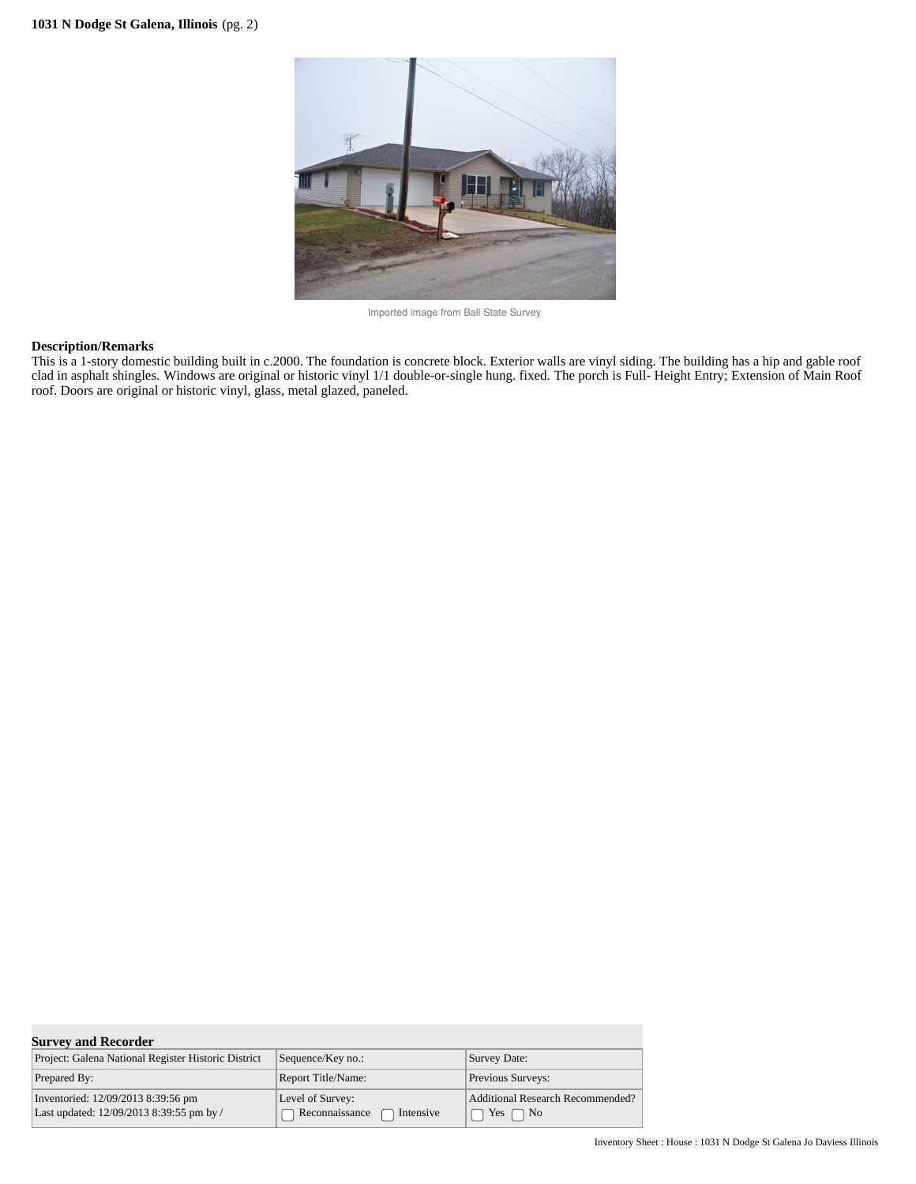**1031 N Dodge St Galena, Illinois** (pg. 2)

Imported image from Ball State Survey

**Description/Remarks**

This is a 1-story domestic building built in c.2000. The foundation is concrete block. Exterior walls are vinyl siding. The building has a hip and gable roof clad in asphalt shingles. Windows are original or historic vinyl 1/1 double-or-single hung. fixed. The porch is Full- Height Entry; Extension of Main Roof roof. Doors are original or historic vinyl, glass, metal glazed, paneled.

**Survey and Recorder**

| | | |
|---|---|---|
| Project: Galena National Register Historic District | Sequence/Key no.: | Survey Date: |
| Prepared By: | Report Title/Name: | Previous Surveys: |
| Inventoried: 12/09/2013 8:39:56 pm<br>Last updated: 12/09/2013 8:39:55 pm by / | Level of Survey:<br>☐ Reconnaissance ☐ Intensive | Additional Research Recommended?<br>☐ Yes ☐ No |